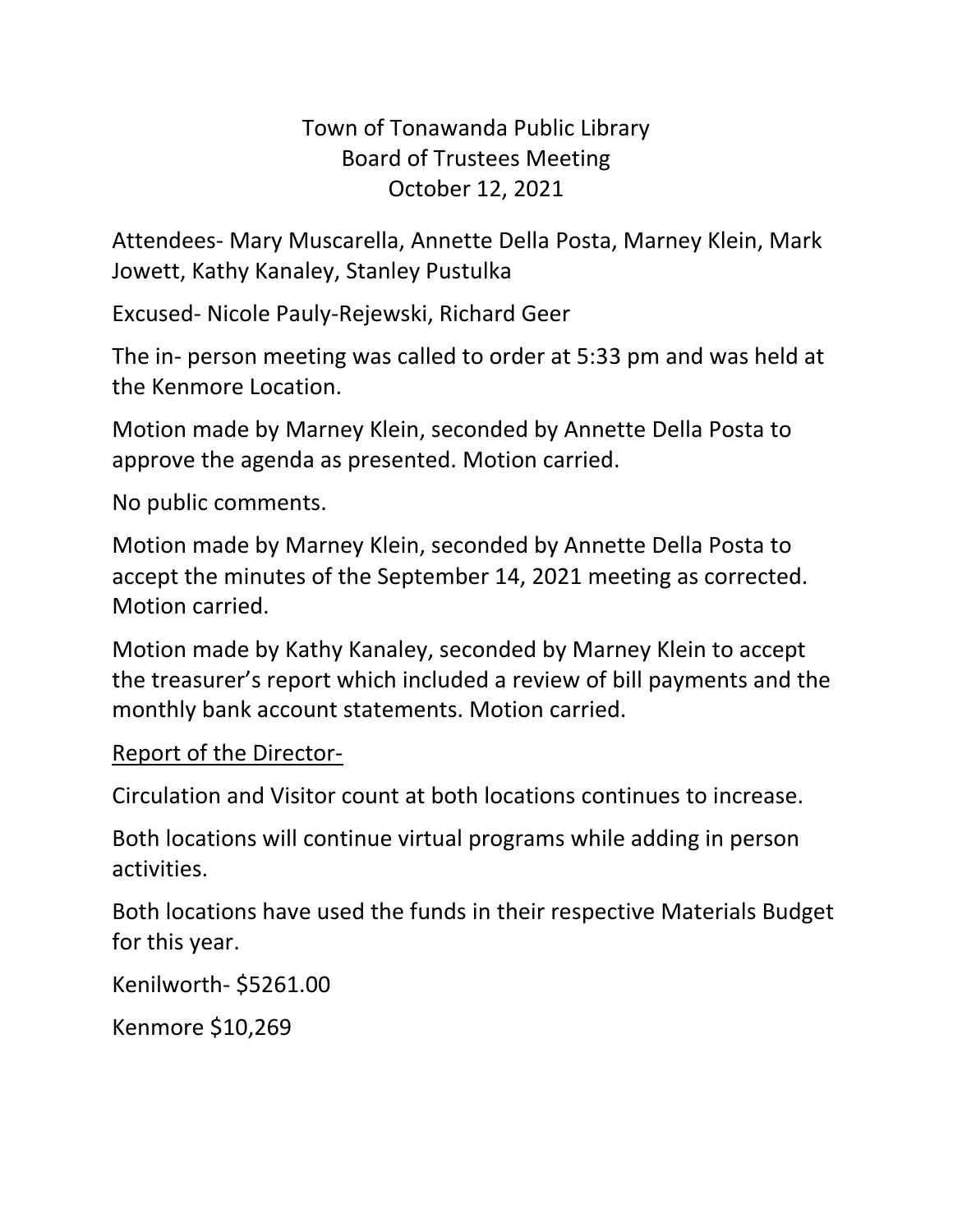Town of Tonawanda Public Library
Board of Trustees Meeting
October 12, 2021

Attendees- Mary Muscarella, Annette Della Posta, Marney Klein, Mark Jowett, Kathy Kanaley, Stanley Pustulka

Excused- Nicole Pauly-Rejewski, Richard Geer

The in- person meeting was called to order at 5:33 pm and was held at the Kenmore Location.

Motion made by Marney Klein, seconded by Annette Della Posta to approve the agenda as presented. Motion carried.

No public comments.

Motion made by Marney Klein, seconded by Annette Della Posta to accept the minutes of the September 14, 2021 meeting as corrected. Motion carried.

Motion made by Kathy Kanaley, seconded by Marney Klein to accept the treasurer's report which included a review of bill payments and the monthly bank account statements. Motion carried.

<u>Report of the Director-</u>

Circulation and Visitor count at both locations continues to increase.

Both locations will continue virtual programs while adding in person activities.

Both locations have used the funds in their respective Materials Budget for this year.

Kenilworth- $5261.00

Kenmore $10,269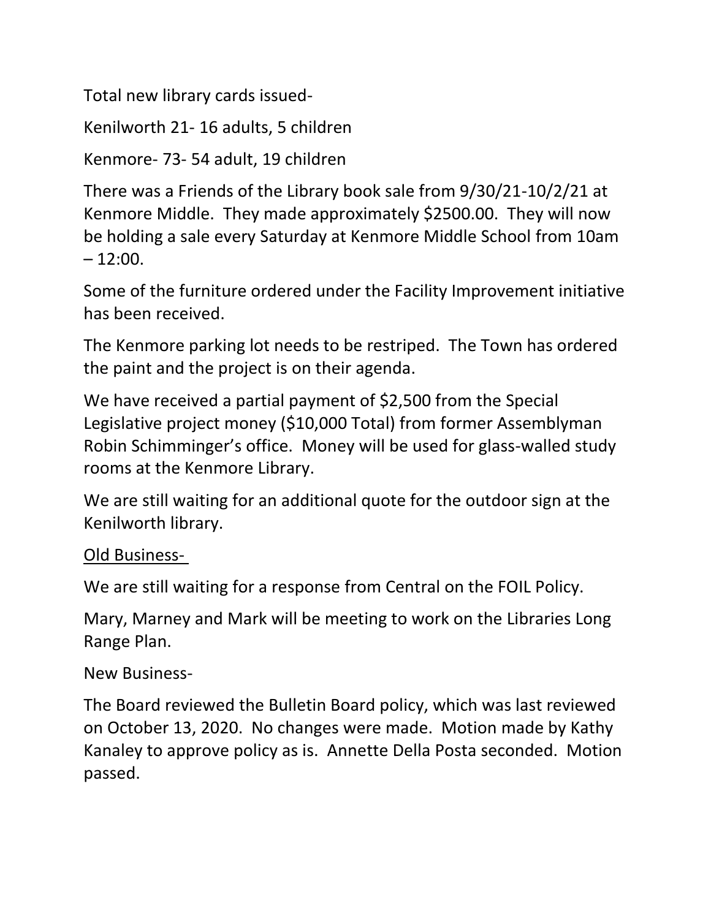Total new library cards issued-

Kenilworth 21- 16 adults, 5 children

Kenmore- 73- 54 adult, 19 children

There was a Friends of the Library book sale from 9/30/21-10/2/21 at Kenmore Middle. They made approximately $2500.00. They will now be holding a sale every Saturday at Kenmore Middle School from 10am – 12:00.

Some of the furniture ordered under the Facility Improvement initiative has been received.

The Kenmore parking lot needs to be restriped. The Town has ordered the paint and the project is on their agenda.

We have received a partial payment of $2,500 from the Special Legislative project money ($10,000 Total) from former Assemblyman Robin Schimminger's office. Money will be used for glass-walled study rooms at the Kenmore Library.

We are still waiting for an additional quote for the outdoor sign at the Kenilworth library.

<u>Old Business-</u>

We are still waiting for a response from Central on the FOIL Policy.

Mary, Marney and Mark will be meeting to work on the Libraries Long Range Plan.

New Business-

The Board reviewed the Bulletin Board policy, which was last reviewed on October 13, 2020. No changes were made. Motion made by Kathy Kanaley to approve policy as is. Annette Della Posta seconded. Motion passed.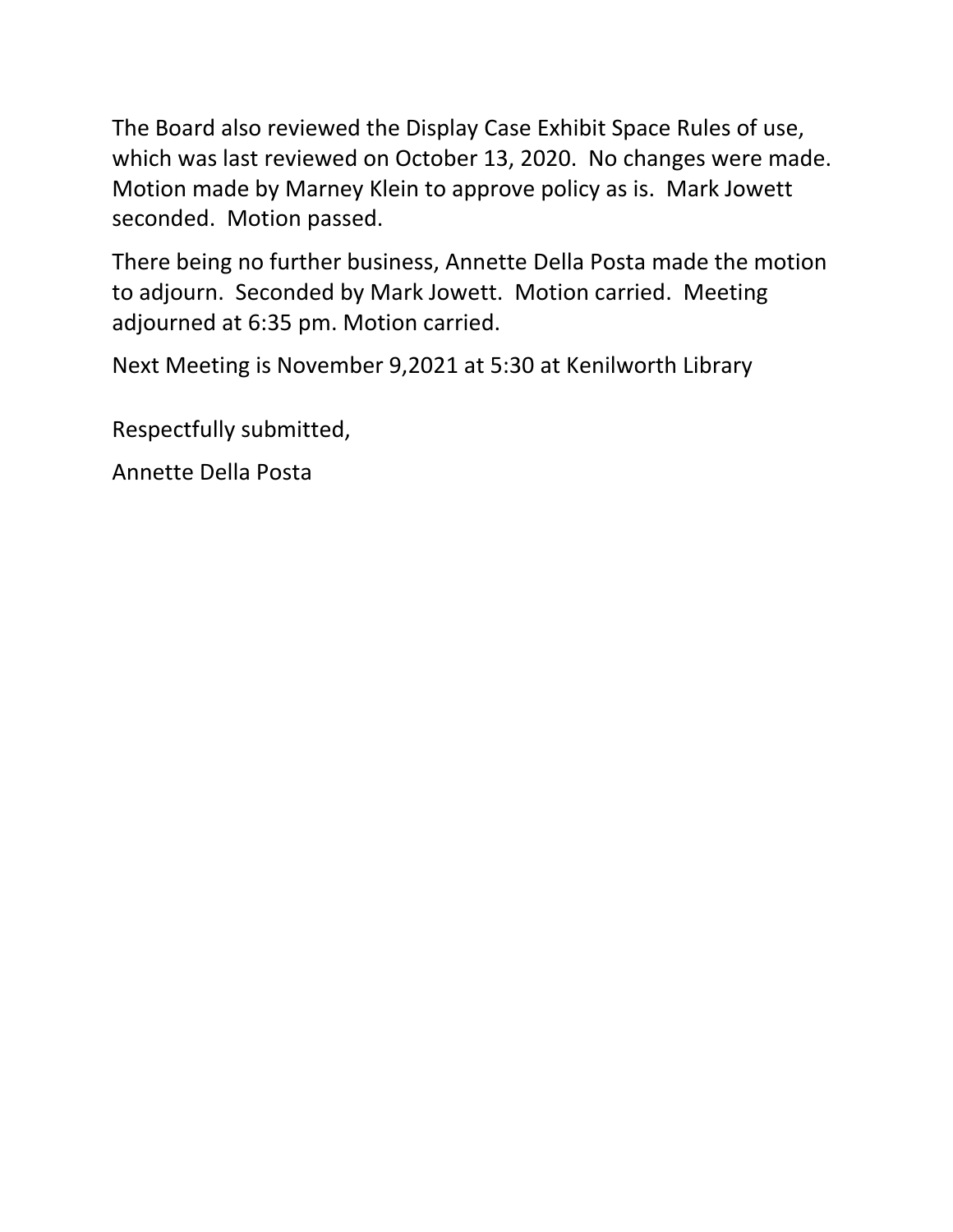The Board also reviewed the Display Case Exhibit Space Rules of use, which was last reviewed on October 13, 2020. No changes were made. Motion made by Marney Klein to approve policy as is. Mark Jowett seconded. Motion passed.

There being no further business, Annette Della Posta made the motion to adjourn. Seconded by Mark Jowett. Motion carried. Meeting adjourned at 6:35 pm. Motion carried.

Next Meeting is November 9,2021 at 5:30 at Kenilworth Library

Respectfully submitted,

Annette Della Posta